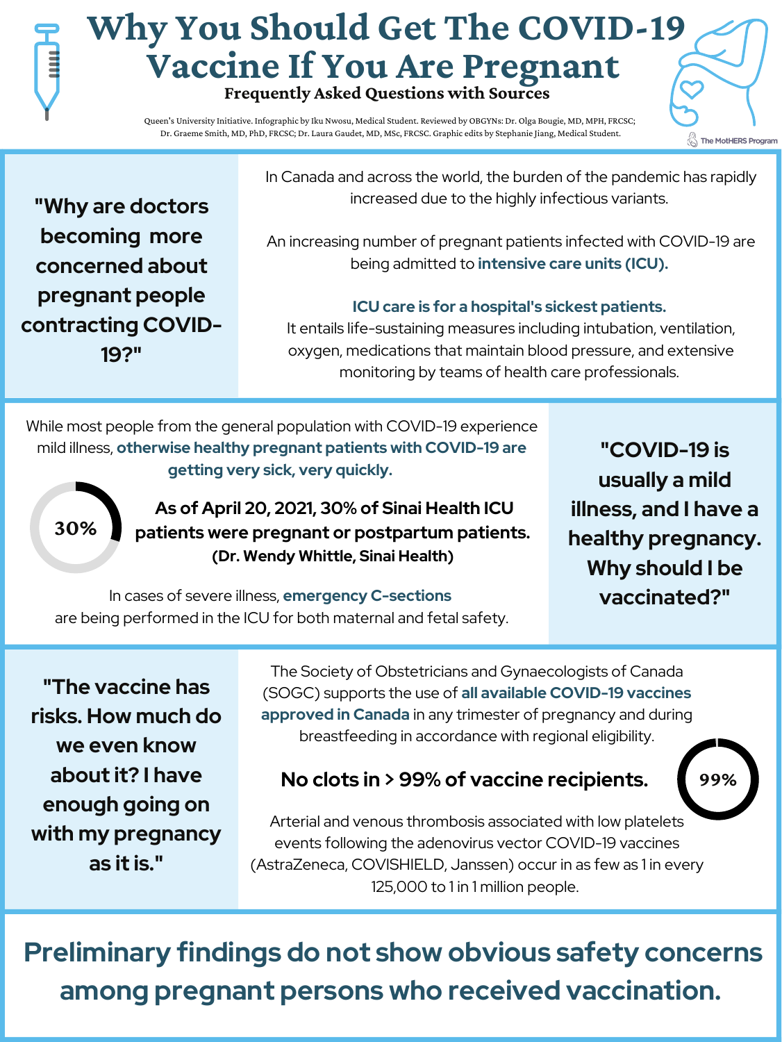# Why You Should Get The COVID-19 Vaccine If You Are Pregnant

## Frequently Asked Questions with Sources

Queen's University Initiative. Infographic by Iku Nwosu, Medical Student. Reviewed by OBGYNs: Dr. Olga Bougie, MD, MPH, FRCSC; Dr. Graeme Smith, MD, PhD, FRCSC; Dr. Laura Gaudet, MD, MSc, FRCSC. Graphic edits by Stephanie Jiang, Medical Student.

The MotHERS Program

### "Why are doctors becoming more concerned about pregnant people contracting COVID-19?"

In Canada and across the world, the burden of the pandemic has rapidly increased due to the highly infectious variants.

An increasing number of pregnant patients infected with COVID-19 are being admitted to **intensive care units (ICU).**

**ICU care is for a hospital's sickest patients.**
It entails life-sustaining measures including intubation, ventilation, oxygen, medications that maintain blood pressure, and extensive monitoring by teams of health care professionals.

### "COVID-19 is usually a mild illness, and I have a healthy pregnancy. Why should I be vaccinated?"

While most people from the general population with COVID-19 experience mild illness, **otherwise healthy pregnant patients with COVID-19 are getting very sick, very quickly.**

30%

**As of April 20, 2021, 30% of Sinai Health ICU patients were pregnant or postpartum patients. (Dr. Wendy Whittle, Sinai Health)**

In cases of severe illness, **emergency C-sections** are being performed in the ICU for both maternal and fetal safety.

### "The vaccine has risks. How much do we even know about it? I have enough going on with my pregnancy as it is."

The Society of Obstetricians and Gynaecologists of Canada (SOGC) supports the use of **all available COVID-19 vaccines approved in Canada** in any trimester of pregnancy and during breastfeeding in accordance with regional eligibility.

**No clots in > 99% of vaccine recipients.**

99%

Arterial and venous thrombosis associated with low platelets events following the adenovirus vector COVID-19 vaccines (AstraZeneca, COVISHIELD, Janssen) occur in as few as 1 in every 125,000 to 1 in 1 million people.

**Preliminary findings do not show obvious safety concerns among pregnant persons who received vaccination.**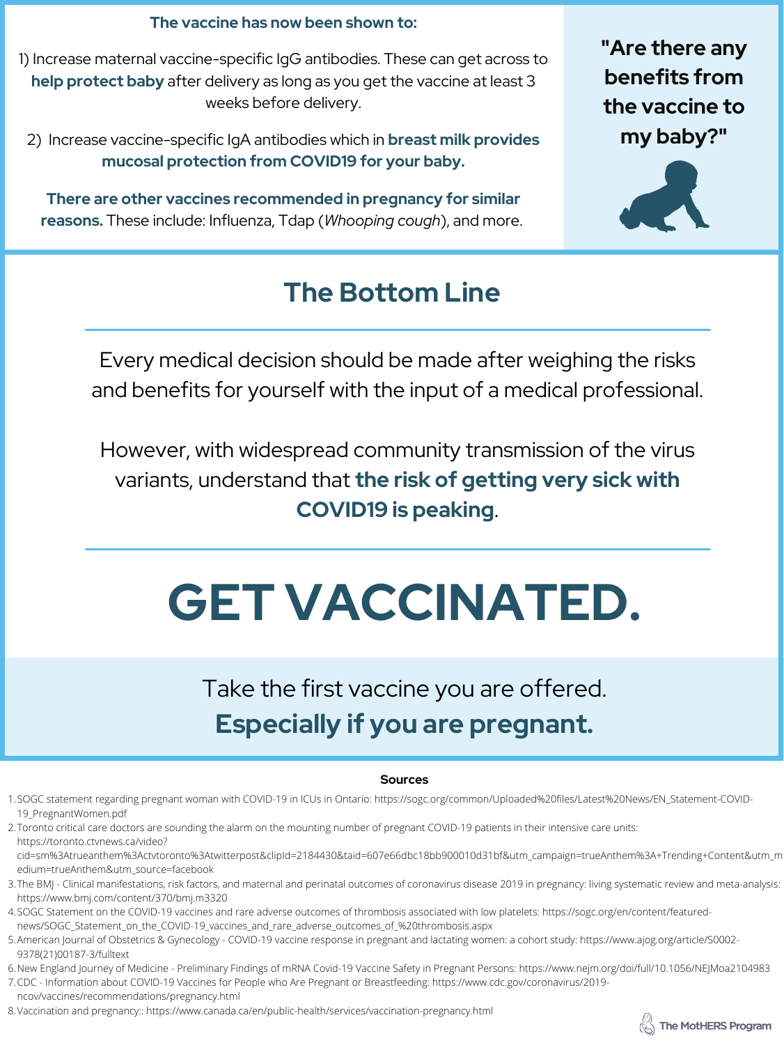**The vaccine has now been shown to:**

1) Increase maternal vaccine-specific IgG antibodies. These can get across to **help protect baby** after delivery as long as you get the vaccine at least 3 weeks before delivery.

2) Increase vaccine-specific IgA antibodies which in **breast milk provides mucosal protection from COVID19 for your baby.**

**There are other vaccines recommended in pregnancy for similar reasons.** These include: Influenza, Tdap (*Whooping cough*), and more.

**"Are there any benefits from the vaccine to my baby?"**

## The Bottom Line

Every medical decision should be made after weighing the risks and benefits for yourself with the input of a medical professional.

However, with widespread community transmission of the virus variants, understand that **the risk of getting very sick with COVID19 is peaking**.

# GET VACCINATED.

Take the first vaccine you are offered.
**Especially if you are pregnant.**

**Sources**

1. SOGC statement regarding pregnant woman with COVID-19 in ICUs in Ontario: https://sogc.org/common/Uploaded%20files/Latest%20News/EN_Statement-COVID-19_PregnantWomen.pdf
2. Toronto critical care doctors are sounding the alarm on the mounting number of pregnant COVID-19 patients in their intensive care units: https://toronto.ctvnews.ca/video?cid=sm%3Atrueanthem%3Actvtoronto%3Atwitterpost&clipId=2184430&taid=607e66dbc18bb900010d31bf&utm_campaign=trueAnthem%3A+Trending+Content&utm_medium=trueAnthem&utm_source=facebook
3. The BMJ - Clinical manifestations, risk factors, and maternal and perinatal outcomes of coronavirus disease 2019 in pregnancy: living systematic review and meta-analysis: https://www.bmj.com/content/370/bmj.m3320
4. SOGC Statement on the COVID-19 vaccines and rare adverse outcomes of thrombosis associated with low platelets: https://sogc.org/en/content/featured-news/SOGC_Statement_on_the_COVID-19_vaccines_and_rare_adverse_outcomes_of_%20thrombosis.aspx
5. American Journal of Obstetrics & Gynecology - COVID-19 vaccine response in pregnant and lactating women: a cohort study: https://www.ajog.org/article/S0002-9378(21)00187-3/fulltext
6. New England Journey of Medicine - Preliminary Findings of mRNA Covid-19 Vaccine Safety in Pregnant Persons: https://www.nejm.org/doi/full/10.1056/NEJMoa2104983
7. CDC - Information about COVID-19 Vaccines for People who Are Pregnant or Breastfeeding: https://www.cdc.gov/coronavirus/2019-ncov/vaccines/recommendations/pregnancy.html
8. Vaccination and pregnancy:: https://www.canada.ca/en/public-health/services/vaccination-pregnancy.html

The MotHERS Program